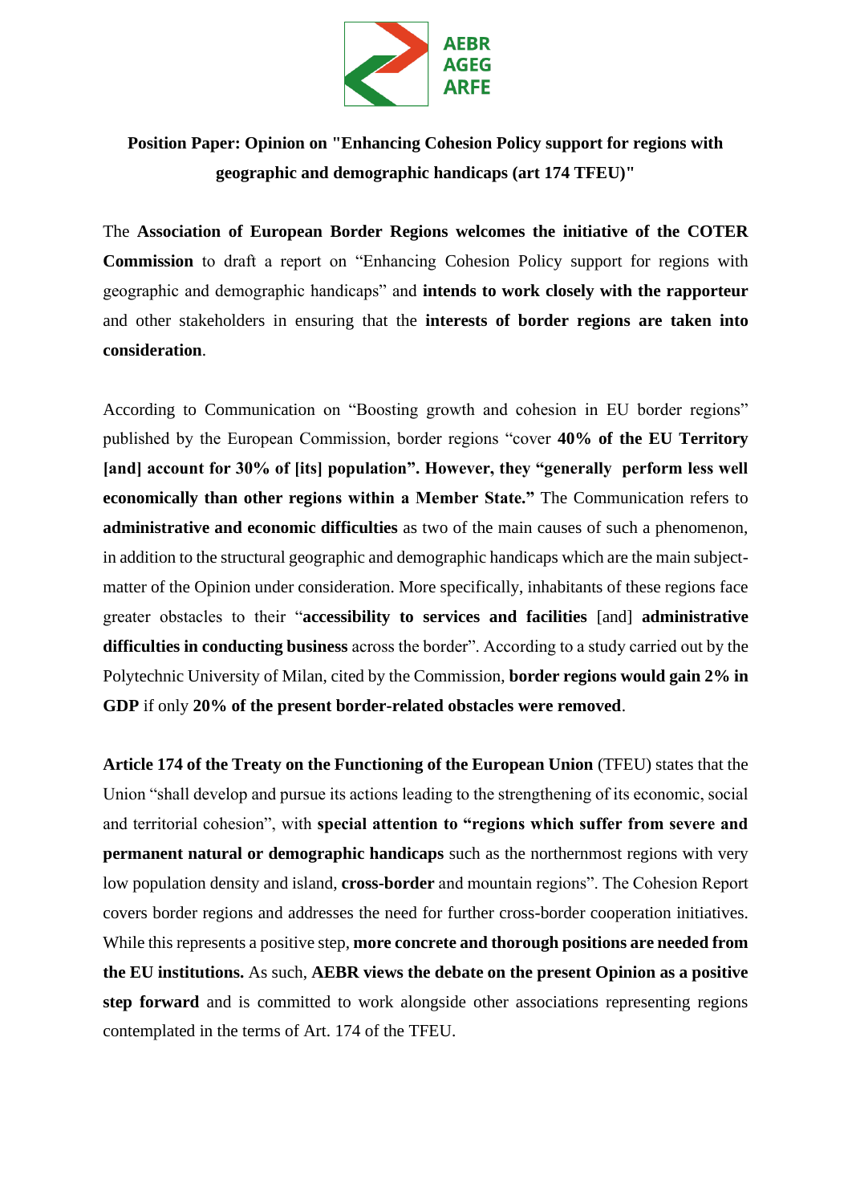AEBR
AGEG
ARFE

**Position Paper: Opinion on "Enhancing Cohesion Policy support for regions with geographic and demographic handicaps (art 174 TFEU)"**

The **Association of European Border Regions welcomes the initiative of the COTER Commission** to draft a report on "Enhancing Cohesion Policy support for regions with geographic and demographic handicaps" and **intends to work closely with the rapporteur** and other stakeholders in ensuring that the **interests of border regions are taken into consideration**.

According to Communication on "Boosting growth and cohesion in EU border regions" published by the European Commission, border regions "cover **40% of the EU Territory [and] account for 30% of [its] population". However, they "generally perform less well economically than other regions within a Member State."** The Communication refers to **administrative and economic difficulties** as two of the main causes of such a phenomenon, in addition to the structural geographic and demographic handicaps which are the main subject-matter of the Opinion under consideration. More specifically, inhabitants of these regions face greater obstacles to their "**accessibility to services and facilities** [and] **administrative difficulties in conducting business** across the border". According to a study carried out by the Polytechnic University of Milan, cited by the Commission, **border regions would gain 2% in GDP** if only **20% of the present border-related obstacles were removed**.

**Article 174 of the Treaty on the Functioning of the European Union** (TFEU) states that the Union "shall develop and pursue its actions leading to the strengthening of its economic, social and territorial cohesion", with **special attention to "regions which suffer from severe and permanent natural or demographic handicaps** such as the northernmost regions with very low population density and island, **cross-border** and mountain regions". The Cohesion Report covers border regions and addresses the need for further cross-border cooperation initiatives. While this represents a positive step, **more concrete and thorough positions are needed from the EU institutions.** As such, **AEBR views the debate on the present Opinion as a positive step forward** and is committed to work alongside other associations representing regions contemplated in the terms of Art. 174 of the TFEU.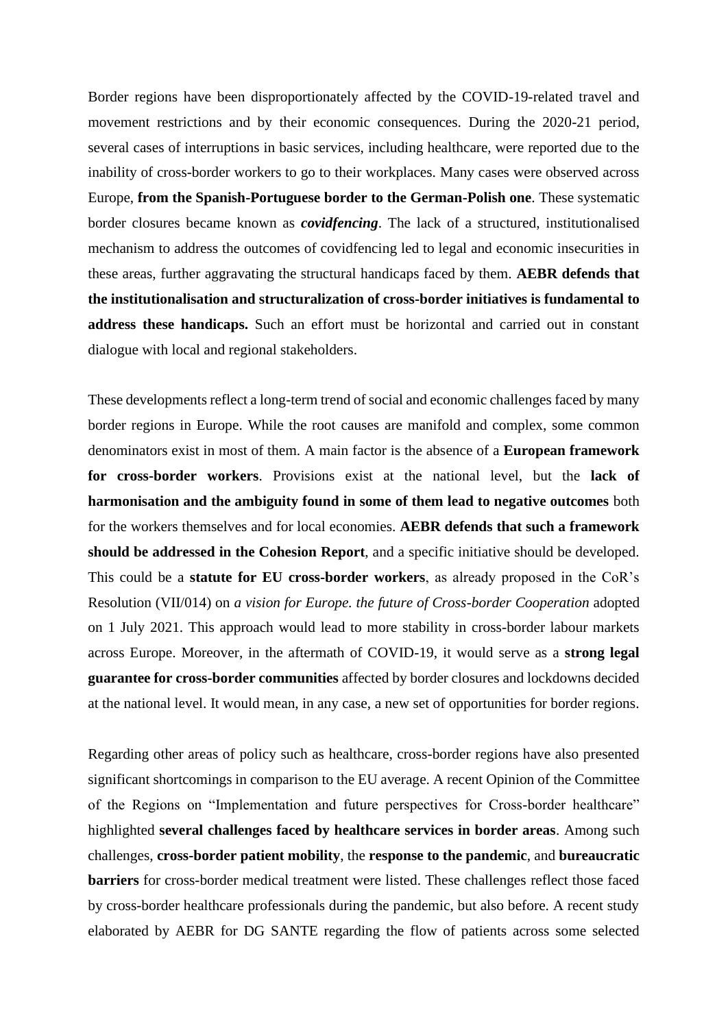Border regions have been disproportionately affected by the COVID-19-related travel and movement restrictions and by their economic consequences. During the 2020-21 period, several cases of interruptions in basic services, including healthcare, were reported due to the inability of cross-border workers to go to their workplaces. Many cases were observed across Europe, **from the Spanish-Portuguese border to the German-Polish one**. These systematic border closures became known as ***covidfencing***. The lack of a structured, institutionalised mechanism to address the outcomes of covidfencing led to legal and economic insecurities in these areas, further aggravating the structural handicaps faced by them. **AEBR defends that the institutionalisation and structuralization of cross-border initiatives is fundamental to address these handicaps.** Such an effort must be horizontal and carried out in constant dialogue with local and regional stakeholders.

These developments reflect a long-term trend of social and economic challenges faced by many border regions in Europe. While the root causes are manifold and complex, some common denominators exist in most of them. A main factor is the absence of a **European framework for cross-border workers**. Provisions exist at the national level, but the **lack of harmonisation and the ambiguity found in some of them lead to negative outcomes** both for the workers themselves and for local economies. **AEBR defends that such a framework should be addressed in the Cohesion Report**, and a specific initiative should be developed. This could be a **statute for EU cross-border workers**, as already proposed in the CoR's Resolution (VII/014) on *a vision for Europe. the future of Cross-border Cooperation* adopted on 1 July 2021. This approach would lead to more stability in cross-border labour markets across Europe. Moreover, in the aftermath of COVID-19, it would serve as a **strong legal guarantee for cross-border communities** affected by border closures and lockdowns decided at the national level. It would mean, in any case, a new set of opportunities for border regions.

Regarding other areas of policy such as healthcare, cross-border regions have also presented significant shortcomings in comparison to the EU average. A recent Opinion of the Committee of the Regions on "Implementation and future perspectives for Cross-border healthcare" highlighted **several challenges faced by healthcare services in border areas**. Among such challenges, **cross-border patient mobility**, the **response to the pandemic**, and **bureaucratic barriers** for cross-border medical treatment were listed. These challenges reflect those faced by cross-border healthcare professionals during the pandemic, but also before. A recent study elaborated by AEBR for DG SANTE regarding the flow of patients across some selected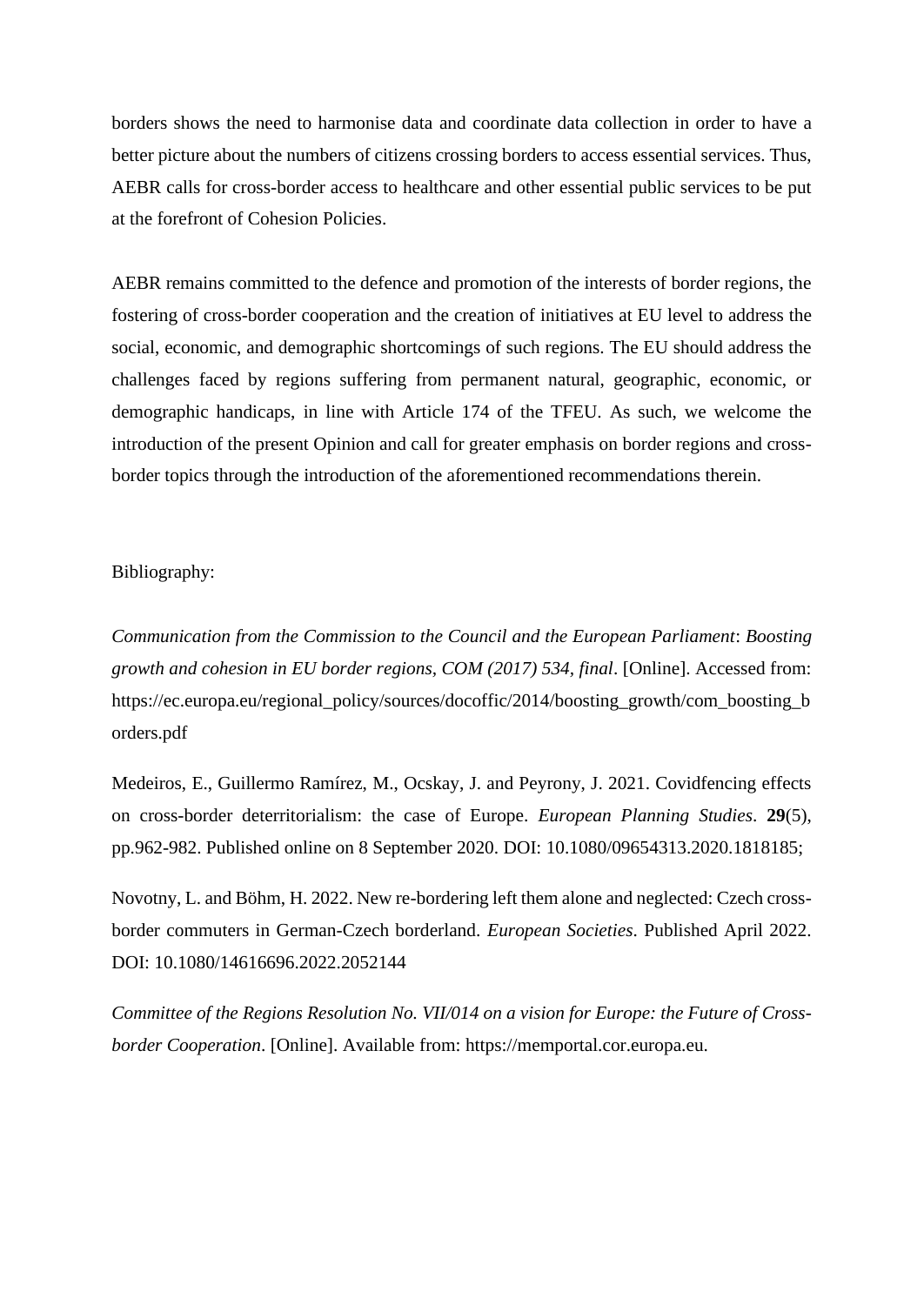borders shows the need to harmonise data and coordinate data collection in order to have a better picture about the numbers of citizens crossing borders to access essential services. Thus, AEBR calls for cross-border access to healthcare and other essential public services to be put at the forefront of Cohesion Policies.

AEBR remains committed to the defence and promotion of the interests of border regions, the fostering of cross-border cooperation and the creation of initiatives at EU level to address the social, economic, and demographic shortcomings of such regions. The EU should address the challenges faced by regions suffering from permanent natural, geographic, economic, or demographic handicaps, in line with Article 174 of the TFEU. As such, we welcome the introduction of the present Opinion and call for greater emphasis on border regions and cross-border topics through the introduction of the aforementioned recommendations therein.

Bibliography:

*Communication from the Commission to the Council and the European Parliament*: *Boosting growth and cohesion in EU border regions, COM (2017) 534, final*. [Online]. Accessed from: https://ec.europa.eu/regional_policy/sources/docoffic/2014/boosting_growth/com_boosting_borders.pdf

Medeiros, E., Guillermo Ramírez, M., Ocskay, J. and Peyrony, J. 2021. Covidfencing effects on cross-border deterritorialism: the case of Europe. *European Planning Studies*. **29**(5), pp.962-982. Published online on 8 September 2020. DOI: 10.1080/09654313.2020.1818185;

Novotny, L. and Böhm, H. 2022. New re-bordering left them alone and neglected: Czech cross-border commuters in German-Czech borderland. *European Societies*. Published April 2022. DOI: 10.1080/14616696.2022.2052144

*Committee of the Regions Resolution No. VII/014 on a vision for Europe: the Future of Cross-border Cooperation*. [Online]. Available from: https://memportal.cor.europa.eu.